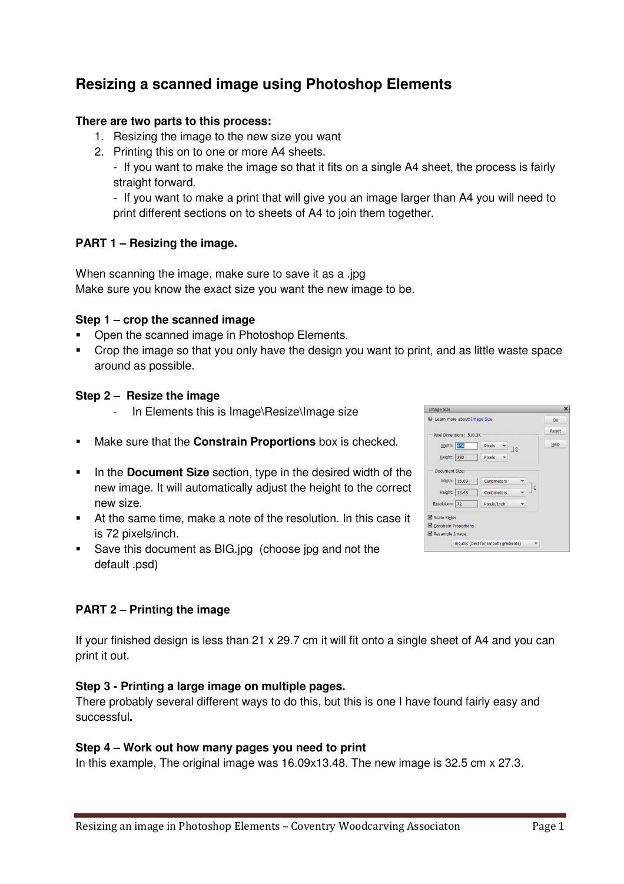# Resizing a scanned image using Photoshop Elements

**There are two parts to this process:**

1. Resizing the image to the new size you want
2. Printing this on to one or more A4 sheets.
   - If you want to make the image so that it fits on a single A4 sheet, the process is fairly straight forward.
   - If you want to make a print that will give you an image larger than A4 you will need to print different sections on to sheets of A4 to join them together.

**PART 1 – Resizing the image.**

When scanning the image, make sure to save it as a .jpg
Make sure you know the exact size you want the new image to be.

**Step 1 – crop the scanned image**

- Open the scanned image in Photoshop Elements.
- Crop the image so that you only have the design you want to print, and as little waste space around as possible.

**Step 2 – Resize the image**

- In Elements this is Image\Resize\Image size

- Make sure that the **Constrain Proportions** box is checked.
- In the **Document Size** section, type in the desired width of the new image. It will automatically adjust the height to the correct new size.
- At the same time, make a note of the resolution. In this case it is 72 pixels/inch.
- Save this document as BIG.jpg (choose jpg and not the default .psd)

**PART 2 – Printing the image**

If your finished design is less than 21 x 29.7 cm it will fit onto a single sheet of A4 and you can print it out.

**Step 3 - Printing a large image on multiple pages.**
There probably several different ways to do this, but this is one I have found fairly easy and successful**.**

**Step 4 – Work out how many pages you need to print**
In this example, The original image was 16.09x13.48. The new image is 32.5 cm x 27.3.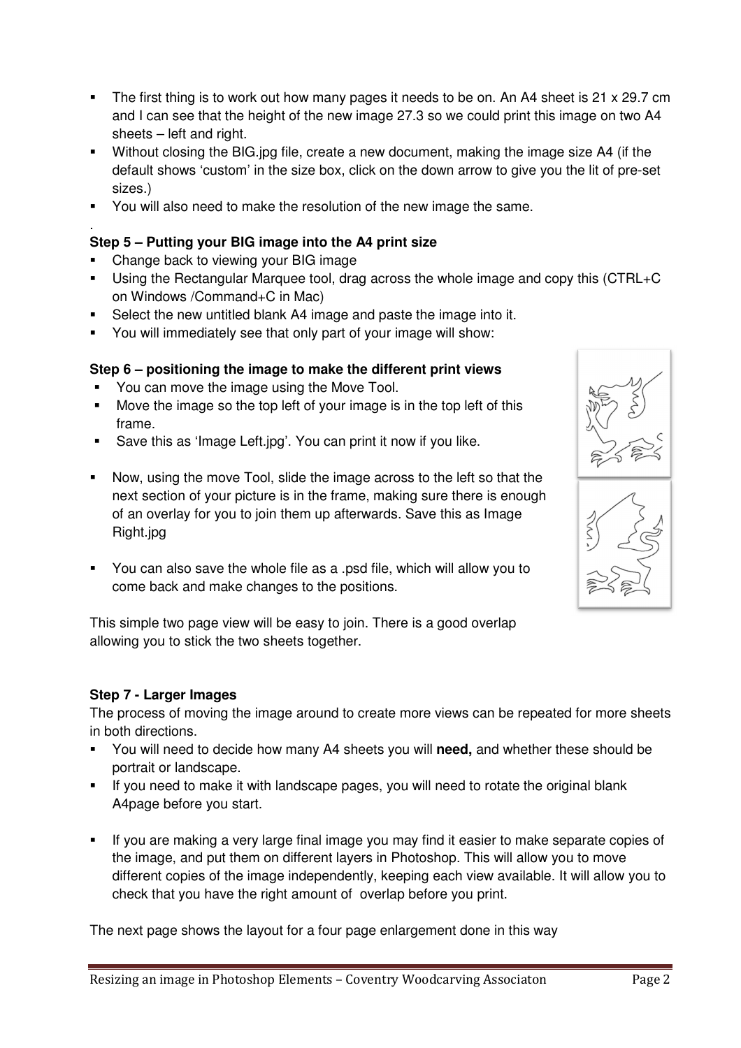- The first thing is to work out how many pages it needs to be on. An A4 sheet is 21 x 29.7 cm and I can see that the height of the new image 27.3 so we could print this image on two A4 sheets – left and right.
- Without closing the BIG.jpg file, create a new document, making the image size A4 (if the default shows 'custom' in the size box, click on the down arrow to give you the lit of pre-set sizes.)
- You will also need to make the resolution of the new image the same.

.

**Step 5 – Putting your BIG image into the A4 print size**

- Change back to viewing your BIG image
- Using the Rectangular Marquee tool, drag across the whole image and copy this (CTRL+C on Windows /Command+C in Mac)
- Select the new untitled blank A4 image and paste the image into it.
- You will immediately see that only part of your image will show:

**Step 6 – positioning the image to make the different print views**

- You can move the image using the Move Tool.
- Move the image so the top left of your image is in the top left of this frame.
- Save this as 'Image Left.jpg'. You can print it now if you like.
- Now, using the move Tool, slide the image across to the left so that the next section of your picture is in the frame, making sure there is enough of an overlay for you to join them up afterwards. Save this as Image Right.jpg
- You can also save the whole file as a .psd file, which will allow you to come back and make changes to the positions.

This simple two page view will be easy to join. There is a good overlap allowing you to stick the two sheets together.

**Step 7 - Larger Images**

The process of moving the image around to create more views can be repeated for more sheets in both directions.

- You will need to decide how many A4 sheets you will **need,** and whether these should be portrait or landscape.
- If you need to make it with landscape pages, you will need to rotate the original blank A4page before you start.
- If you are making a very large final image you may find it easier to make separate copies of the image, and put them on different layers in Photoshop. This will allow you to move different copies of the image independently, keeping each view available. It will allow you to check that you have the right amount of overlap before you print.

The next page shows the layout for a four page enlargement done in this way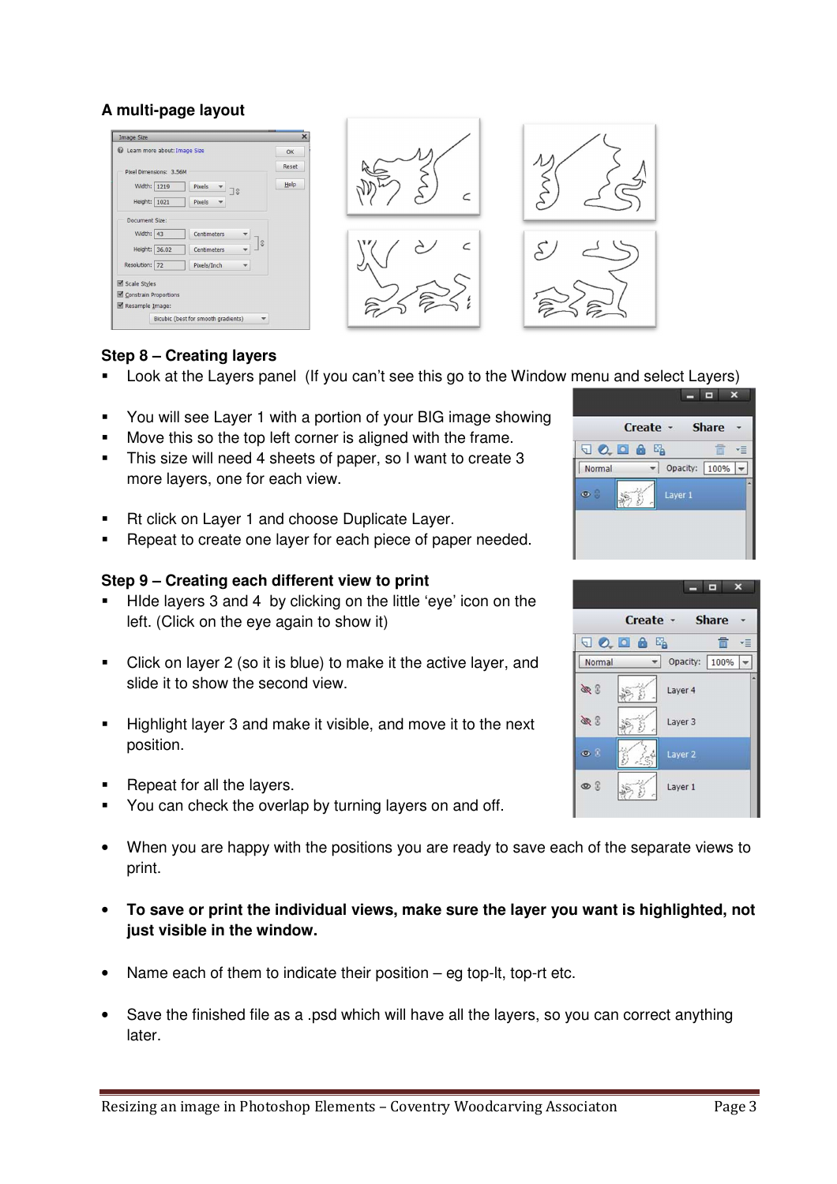**A multi-page layout**

**Step 8 – Creating layers**

- Look at the Layers panel (If you can't see this go to the Window menu and select Layers)
- You will see Layer 1 with a portion of your BIG image showing
- Move this so the top left corner is aligned with the frame.
- This size will need 4 sheets of paper, so I want to create 3 more layers, one for each view.
- Rt click on Layer 1 and choose Duplicate Layer.
- Repeat to create one layer for each piece of paper needed.

**Step 9 – Creating each different view to print**

- HIde layers 3 and 4 by clicking on the little 'eye' icon on the left. (Click on the eye again to show it)
- Click on layer 2 (so it is blue) to make it the active layer, and slide it to show the second view.
- Highlight layer 3 and make it visible, and move it to the next position.
- Repeat for all the layers.
- You can check the overlap by turning layers on and off.

- When you are happy with the positions you are ready to save each of the separate views to print.
- **To save or print the individual views, make sure the layer you want is highlighted, not just visible in the window.**
- Name each of them to indicate their position – eg top-lt, top-rt etc.
- Save the finished file as a .psd which will have all the layers, so you can correct anything later.